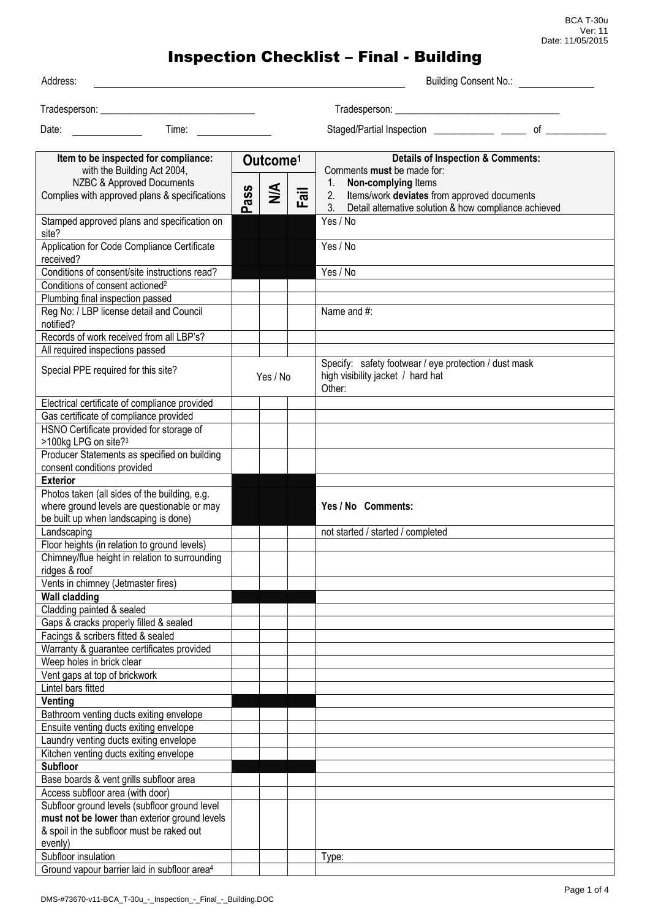BCA T-30u
Ver: 11
Date: 11/05/2015

# Inspection Checklist – Final - Building

Address: ______________________________ Building Consent No.: ______________

Tradesperson: ______________________________ Tradesperson: ______________________________

Date: ____________ Time: ____________ Staged/Partial Inspection ____________ ______ of ____________

| Item to be inspected for compliance: with the Building Act 2004, NZBC & Approved Documents Complies with approved plans & specifications | Outcome[1] Pass | N/A | Fail | Details of Inspection & Comments: Comments **must** be made for: 1. **Non-complying** Items 2. **I**tems/work **deviates** from approved documents 3. Detail alternative solution & how compliance achieved |
|---|---|---|---|---|
| Stamped approved plans and specification on site? | | | | Yes / No |
| Application for Code Compliance Certificate received? | | | | Yes / No |
| Conditions of consent/site instructions read? | | | | Yes / No |
| Conditions of consent actioned[2] | | | | |
| Plumbing final inspection passed | | | | |
| Reg No: / LBP license detail and Council notified? | | | | Name and #: |
| Records of work received from all LBP's? | | | | |
| All required inspections passed | | | | |
| Special PPE required for this site? | Yes / No | | | Specify: safety footwear / eye protection / dust mask high visibility jacket / hard hat Other: |
| Electrical certificate of compliance provided | | | | |
| Gas certificate of compliance provided | | | | |
| HSNO Certificate provided for storage of >100kg LPG on site?[3] | | | | |
| Producer Statements as specified on building consent conditions provided | | | | |
| **Exterior** | | | | |
| Photos taken (all sides of the building, e.g. where ground levels are questionable or may be built up when landscaping is done) | | | | **Yes / No Comments:** |
| Landscaping | | | | not started / started / completed |
| Floor heights (in relation to ground levels) | | | | |
| Chimney/flue height in relation to surrounding ridges & roof | | | | |
| Vents in chimney (Jetmaster fires) | | | | |
| **Wall cladding** | | | | |
| Cladding painted & sealed | | | | |
| Gaps & cracks properly filled & sealed | | | | |
| Facings & scribers fitted & sealed | | | | |
| Warranty & guarantee certificates provided | | | | |
| Weep holes in brick clear | | | | |
| Vent gaps at top of brickwork | | | | |
| Lintel bars fitted | | | | |
| **Venting** | | | | |
| Bathroom venting ducts exiting envelope | | | | |
| Ensuite venting ducts exiting envelope | | | | |
| Laundry venting ducts exiting envelope | | | | |
| Kitchen venting ducts exiting envelope | | | | |
| **Subfloor** | | | | |
| Base boards & vent grills subfloor area | | | | |
| Access subfloor area (with door) | | | | |
| Subfloor ground levels (subfloor ground level **must not be lowe**r than exterior ground levels & spoil in the subfloor must be raked out evenly) | | | | |
| Subfloor insulation | | | | Type: |
| Ground vapour barrier laid in subfloor area[4] | | | | |

DMS-#73670-v11-BCA_T-30u_-_Inspection_-_Final_-_Building.DOC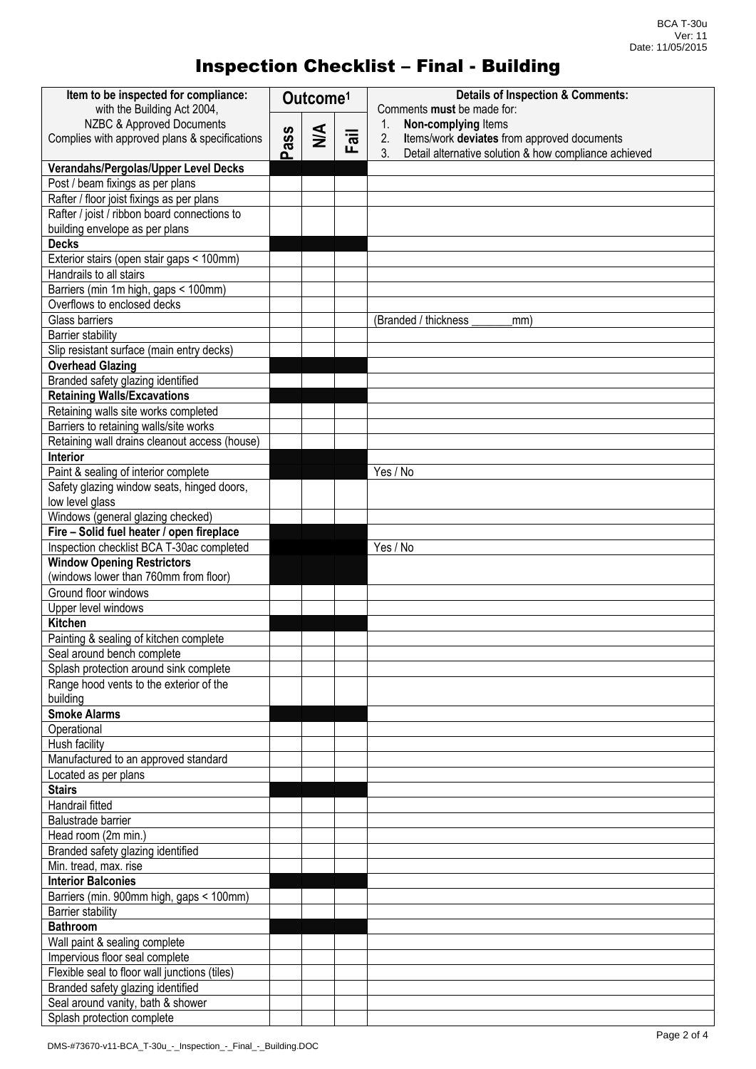# Inspection Checklist – Final - Building

| Item to be inspected for compliance: with the Building Act 2004, NZBC & Approved Documents Complies with approved plans & specifications | Outcome[1] | | | Details of Inspection & Comments: Comments **must** be made for: 1. **Non-complying** Items 2. **I**tems/work **deviates** from approved documents 3. Detail alternative solution & how compliance achieved |
|---|---|---|---|---|
| | Pass | N/A | Fail | |
| **Verandahs/Pergolas/Upper Level Decks** | | | | |
| Post / beam fixings as per plans | | | | |
| Rafter / floor joist fixings as per plans | | | | |
| Rafter / joist / ribbon board connections to building envelope as per plans | | | | |
| **Decks** | | | | |
| Exterior stairs (open stair gaps < 100mm) | | | | |
| Handrails to all stairs | | | | |
| Barriers (min 1m high, gaps < 100mm) | | | | |
| Overflows to enclosed decks | | | | |
| Glass barriers | | | | (Branded / thickness _______mm) |
| Barrier stability | | | | |
| Slip resistant surface (main entry decks) | | | | |
| **Overhead Glazing** | | | | |
| Branded safety glazing identified | | | | |
| **Retaining Walls/Excavations** | | | | |
| Retaining walls site works completed | | | | |
| Barriers to retaining walls/site works | | | | |
| Retaining wall drains cleanout access (house) | | | | |
| **Interior** | | | | |
| Paint & sealing of interior complete | | | | Yes / No |
| Safety glazing window seats, hinged doors, low level glass | | | | |
| Windows (general glazing checked) | | | | |
| **Fire – Solid fuel heater / open fireplace** | | | | |
| Inspection checklist BCA T-30ac completed | | | | Yes / No |
| **Window Opening Restrictors** (windows lower than 760mm from floor) | | | | |
| Ground floor windows | | | | |
| Upper level windows | | | | |
| **Kitchen** | | | | |
| Painting & sealing of kitchen complete | | | | |
| Seal around bench complete | | | | |
| Splash protection around sink complete | | | | |
| Range hood vents to the exterior of the building | | | | |
| **Smoke Alarms** | | | | |
| Operational | | | | |
| Hush facility | | | | |
| Manufactured to an approved standard | | | | |
| Located as per plans | | | | |
| **Stairs** | | | | |
| Handrail fitted | | | | |
| Balustrade barrier | | | | |
| Head room (2m min.) | | | | |
| Branded safety glazing identified | | | | |
| Min. tread, max. rise | | | | |
| **Interior Balconies** | | | | |
| Barriers (min. 900mm high, gaps < 100mm) | | | | |
| Barrier stability | | | | |
| **Bathroom** | | | | |
| Wall paint & sealing complete | | | | |
| Impervious floor seal complete | | | | |
| Flexible seal to floor wall junctions (tiles) | | | | |
| Branded safety glazing identified | | | | |
| Seal around vanity, bath & shower | | | | |
| Splash protection complete | | | | |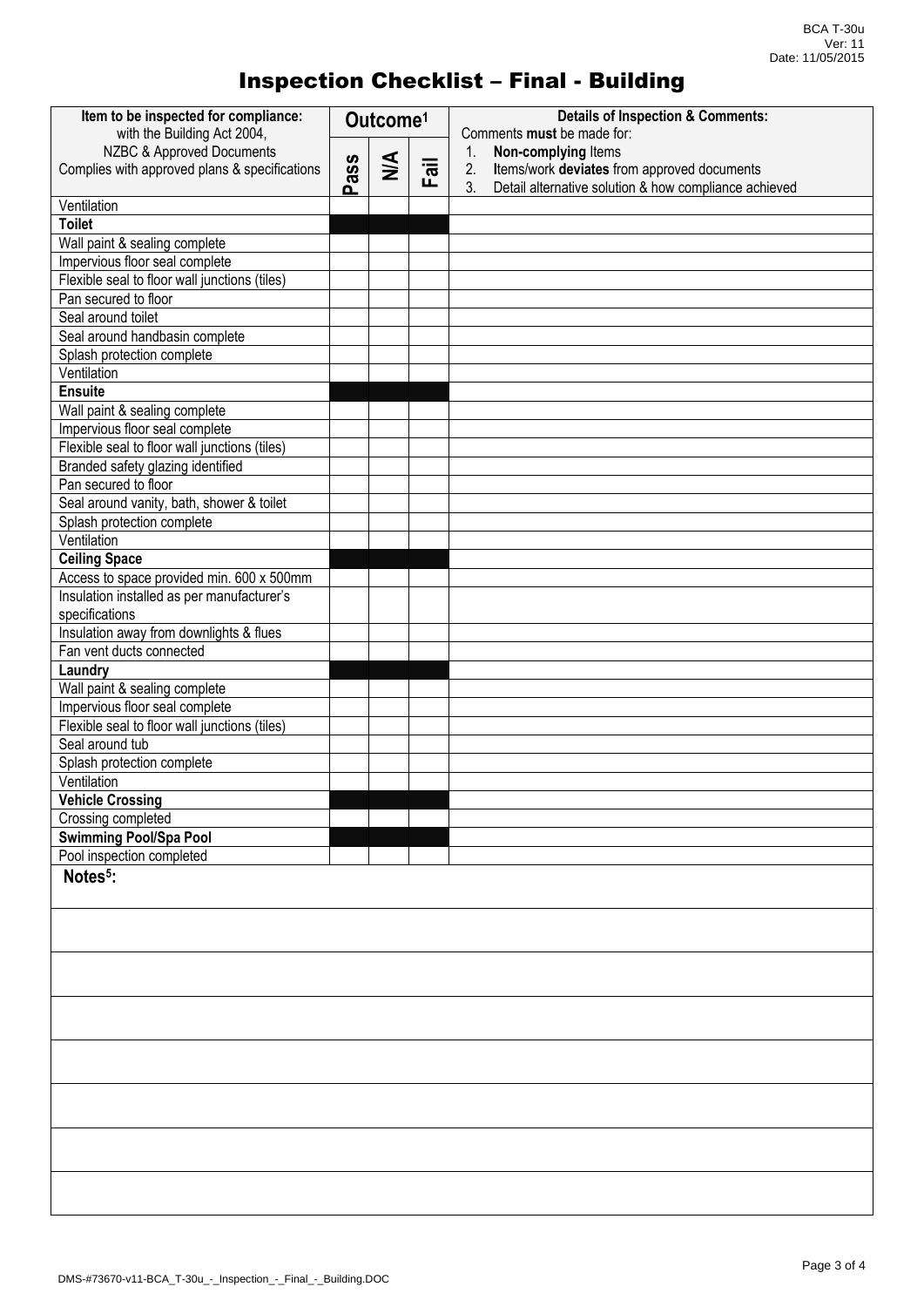# Inspection Checklist – Final - Building

| Item to be inspected for compliance: with the Building Act 2004, NZBC & Approved Documents Complies with approved plans & specifications | Outcome[1] Pass | N/A | Fail | Details of Inspection & Comments: Comments **must** be made for: 1. **Non-complying** Items 2. **I**tems/work **deviates** from approved documents 3. Detail alternative solution & how compliance achieved |
|---|---|---|---|---|
| Ventilation | | | | |
| **Toilet** | | | | |
| Wall paint & sealing complete | | | | |
| Impervious floor seal complete | | | | |
| Flexible seal to floor wall junctions (tiles) | | | | |
| Pan secured to floor | | | | |
| Seal around toilet | | | | |
| Seal around handbasin complete | | | | |
| Splash protection complete | | | | |
| Ventilation | | | | |
| **Ensuite** | | | | |
| Wall paint & sealing complete | | | | |
| Impervious floor seal complete | | | | |
| Flexible seal to floor wall junctions (tiles) | | | | |
| Branded safety glazing identified | | | | |
| Pan secured to floor | | | | |
| Seal around vanity, bath, shower & toilet | | | | |
| Splash protection complete | | | | |
| Ventilation | | | | |
| **Ceiling Space** | | | | |
| Access to space provided min. 600 x 500mm | | | | |
| Insulation installed as per manufacturer's specifications | | | | |
| Insulation away from downlights & flues | | | | |
| Fan vent ducts connected | | | | |
| **Laundry** | | | | |
| Wall paint & sealing complete | | | | |
| Impervious floor seal complete | | | | |
| Flexible seal to floor wall junctions (tiles) | | | | |
| Seal around tub | | | | |
| Splash protection complete | | | | |
| Ventilation | | | | |
| **Vehicle Crossing** | | | | |
| Crossing completed | | | | |
| **Swimming Pool/Spa Pool** | | | | |
| Pool inspection completed | | | | |

**Notes[5]:**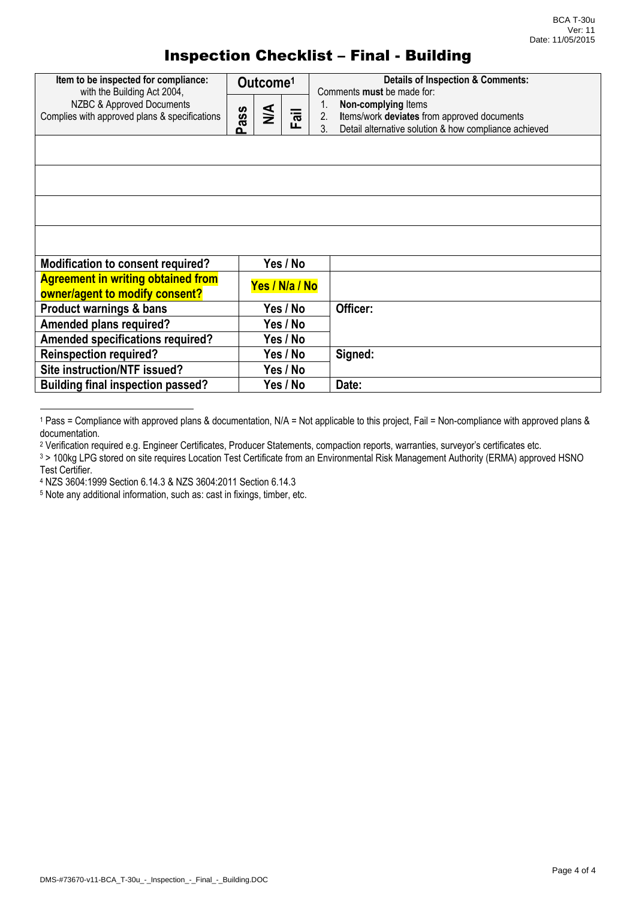BCA T-30u
Ver: 11
Date: 11/05/2015

# Inspection Checklist – Final - Building

| Item to be inspected for compliance: with the Building Act 2004, NZBC & Approved Documents Complies with approved plans & specifications | Outcome[1] | | | Details of Inspection & Comments: Comments **must** be made for: 1. **Non-complying** Items 2. Items/work **deviates** from approved documents 3. Detail alternative solution & how compliance achieved |
|---|---|---|---|---|
| | Pass | N/A | Fail | |
| | | | | |
| | | | | |
| | | | | |
| | | | | |

| | | |
|---|---|---|
| **Modification to consent required?** | **Yes / No** | |
| **Agreement in writing obtained from owner/agent to modify consent?** | **Yes / N/a / No** | |
| **Product warnings & bans** | **Yes / No** | **Officer:** |
| **Amended plans required?** | **Yes / No** | |
| **Amended specifications required?** | **Yes / No** | |
| **Reinspection required?** | **Yes / No** | **Signed:** |
| **Site instruction/NTF issued?** | **Yes / No** | |
| **Building final inspection passed?** | **Yes / No** | **Date:** |

---

[1] Pass = Compliance with approved plans & documentation, N/A = Not applicable to this project, Fail = Non-compliance with approved plans & documentation.

[2] Verification required e.g. Engineer Certificates, Producer Statements, compaction reports, warranties, surveyor's certificates etc.

[3] > 100kg LPG stored on site requires Location Test Certificate from an Environmental Risk Management Authority (ERMA) approved HSNO Test Certifier.

[4] NZS 3604:1999 Section 6.14.3 & NZS 3604:2011 Section 6.14.3

[5] Note any additional information, such as: cast in fixings, timber, etc.

DMS-#73670-v11-BCA_T-30u_-_Inspection_-_Final_-_Building.DOC